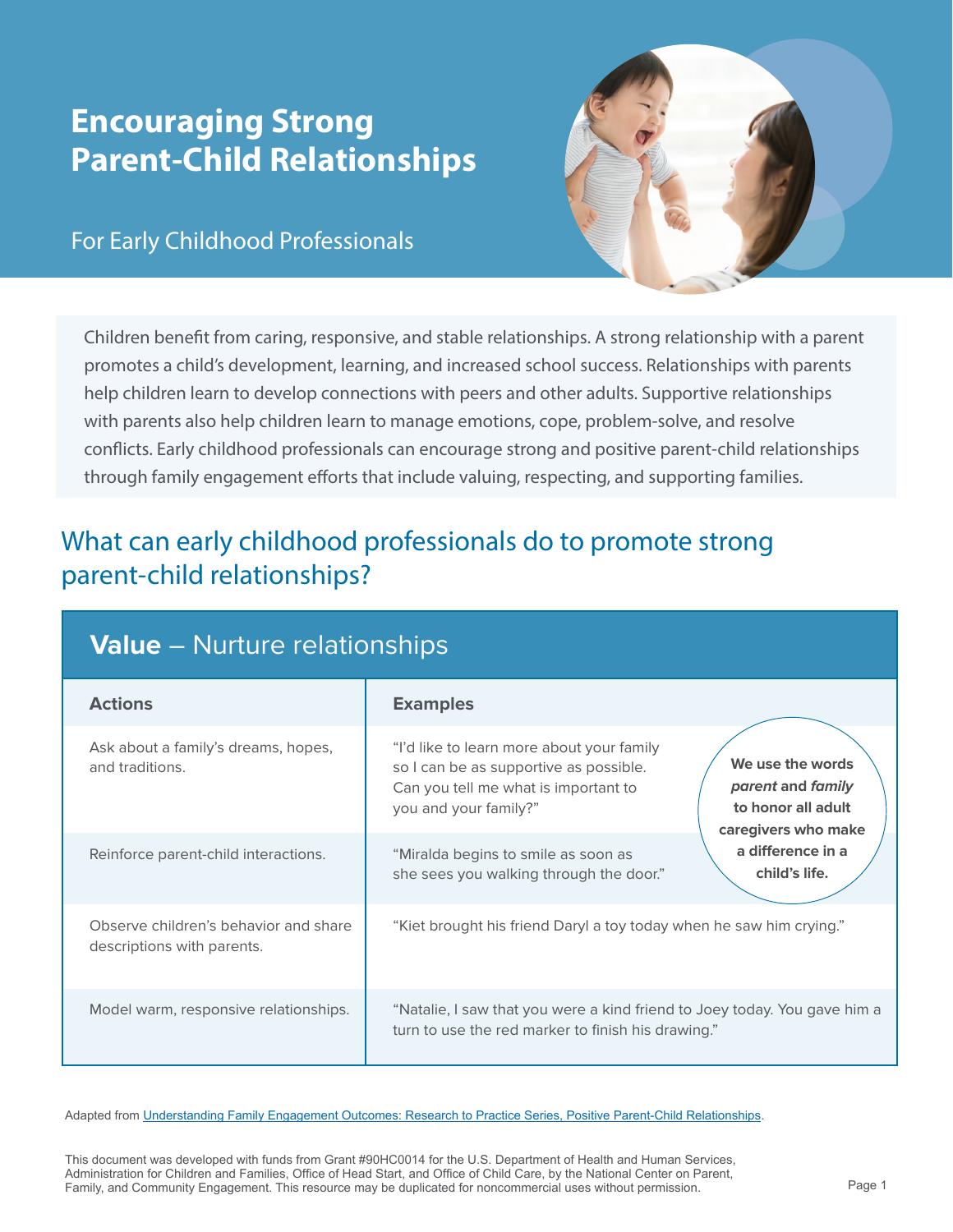# Encouraging Strong Parent-Child Relationships

For Early Childhood Professionals

Children benefit from caring, responsive, and stable relationships. A strong relationship with a parent promotes a child's development, learning, and increased school success. Relationships with parents help children learn to develop connections with peers and other adults. Supportive relationships with parents also help children learn to manage emotions, cope, problem-solve, and resolve conflicts. Early childhood professionals can encourage strong and positive parent-child relationships through family engagement efforts that include valuing, respecting, and supporting families.

## What can early childhood professionals do to promote strong parent-child relationships?

### **Value** – Nurture relationships

| Actions | Examples |
| --- | --- |
| Ask about a family's dreams, hopes, and traditions. | "I'd like to learn more about your family so I can be as supportive as possible. Can you tell me what is important to you and your family?" |
| Reinforce parent-child interactions. | "Miralda begins to smile as soon as she sees you walking through the door." |
| Observe children's behavior and share descriptions with parents. | "Kiet brought his friend Daryl a toy today when he saw him crying." |
| Model warm, responsive relationships. | "Natalie, I saw that you were a kind friend to Joey today. You gave him a turn to use the red marker to finish his drawing." |

**We use the words *parent* and *family* to honor all adult caregivers who make a difference in a child's life.**

Adapted from Understanding Family Engagement Outcomes: Research to Practice Series, Positive Parent-Child Relationships.

This document was developed with funds from Grant #90HC0014 for the U.S. Department of Health and Human Services, Administration for Children and Families, Office of Head Start, and Office of Child Care, by the National Center on Parent, Family, and Community Engagement. This resource may be duplicated for noncommercial uses without permission.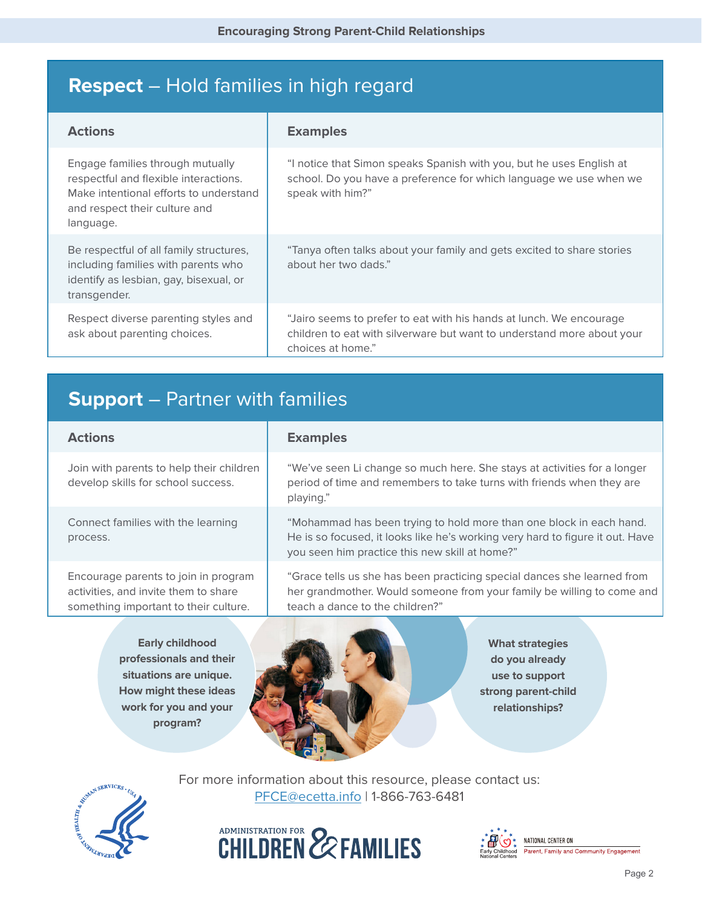## **Respect** – Hold families in high regard

| Actions | Examples |
|---|---|
| Engage families through mutually respectful and flexible interactions. Make intentional efforts to understand and respect their culture and language. | "I notice that Simon speaks Spanish with you, but he uses English at school. Do you have a preference for which language we use when we speak with him?" |
| Be respectful of all family structures, including families with parents who identify as lesbian, gay, bisexual, or transgender. | "Tanya often talks about your family and gets excited to share stories about her two dads." |
| Respect diverse parenting styles and ask about parenting choices. | "Jairo seems to prefer to eat with his hands at lunch. We encourage children to eat with silverware but want to understand more about your choices at home." |

## **Support** – Partner with families

| Actions | Examples |
|---|---|
| Join with parents to help their children develop skills for school success. | "We've seen Li change so much here. She stays at activities for a longer period of time and remembers to take turns with friends when they are playing." |
| Connect families with the learning process. | "Mohammad has been trying to hold more than one block in each hand. He is so focused, it looks like he's working very hard to figure it out. Have you seen him practice this new skill at home?" |
| Encourage parents to join in program activities, and invite them to share something important to their culture. | "Grace tells us she has been practicing special dances she learned from her grandmother. Would someone from your family be willing to come and teach a dance to the children?" |

**Early childhood professionals and their situations are unique. How might these ideas work for you and your program?**

**What strategies do you already use to support strong parent-child relationships?**

For more information about this resource, please contact us:
PFCE@ecetta.info | 1-866-763-6481

ADMINISTRATION FOR CHILDREN & FAMILIES

Early Childhood National Centers — NATIONAL CENTER ON Parent, Family and Community Engagement